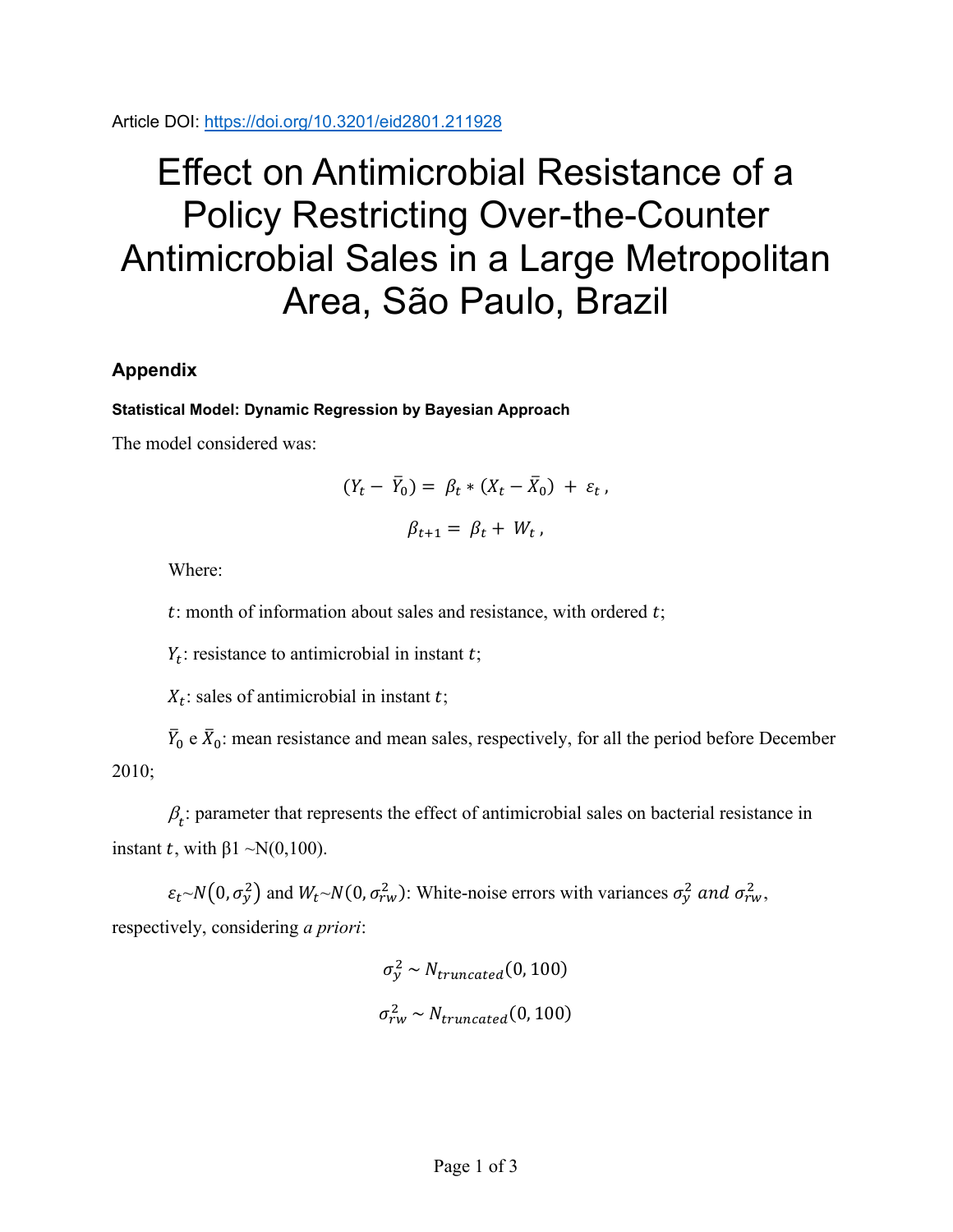Article DOI: https://doi.org/10.3201/eid2801.211928

# Effect on Antimicrobial Resistance of a Policy Restricting Over-the-Counter Antimicrobial Sales in a Large Metropolitan Area, São Paulo, Brazil

## Appendix

### Statistical Model: Dynamic Regression by Bayesian Approach

The model considered was:

$$(Y_t - \bar{Y}_0) = \beta_t * (X_t - \bar{X}_0) + \varepsilon_t ,$$

$$\beta_{t+1} = \beta_t + W_t ,$$

Where:

$t$: month of information about sales and resistance, with ordered $t$;

$Y_t$: resistance to antimicrobial in instant $t$;

$X_t$: sales of antimicrobial in instant $t$;

$\bar{Y}_0$ e $\bar{X}_0$: mean resistance and mean sales, respectively, for all the period before December 2010;

$\beta_t$: parameter that represents the effect of antimicrobial sales on bacterial resistance in instant $t$, with $\beta 1 \sim N(0,100)$.

$\varepsilon_t \sim N(0, \sigma_y^2)$ and $W_t \sim N(0, \sigma_{rw}^2)$: White-noise errors with variances $\sigma_y^2$ *and* $\sigma_{rw}^2$, respectively, considering *a priori*:

$$\sigma_y^2 \sim N_{truncated}(0, 100)$$

$$\sigma_{rw}^2 \sim N_{truncated}(0, 100)$$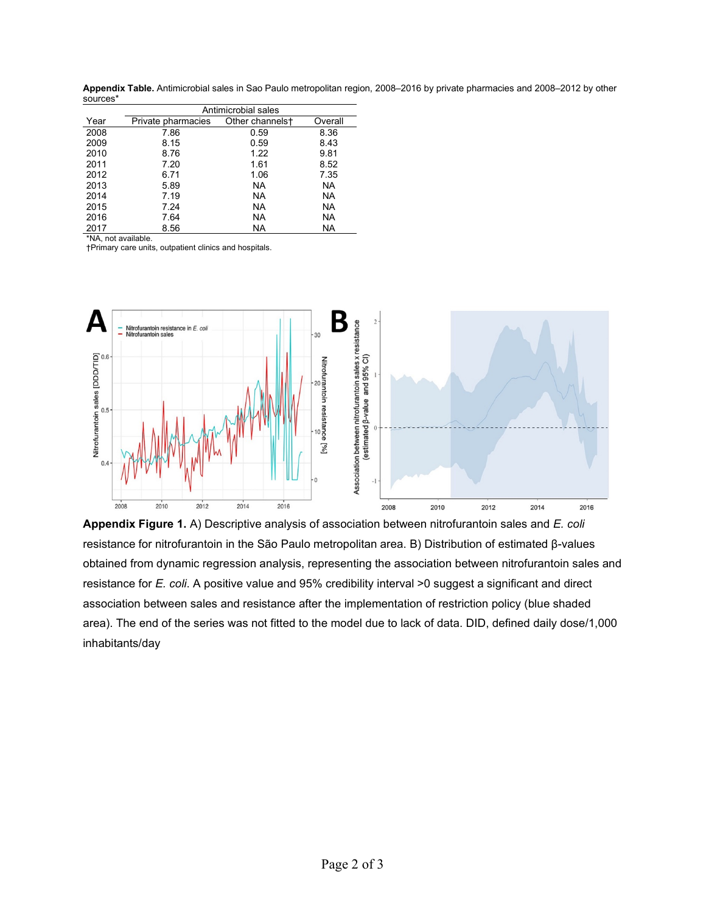**Appendix Table.** Antimicrobial sales in Sao Paulo metropolitan region, 2008–2016 by private pharmacies and 2008–2012 by other sources*

| Year | Antimicrobial sales | | |
|---|---|---|---|
| | Private pharmacies | Other channels† | Overall |
| 2008 | 7.86 | 0.59 | 8.36 |
| 2009 | 8.15 | 0.59 | 8.43 |
| 2010 | 8.76 | 1.22 | 9.81 |
| 2011 | 7.20 | 1.61 | 8.52 |
| 2012 | 6.71 | 1.06 | 7.35 |
| 2013 | 5.89 | NA | NA |
| 2014 | 7.19 | NA | NA |
| 2015 | 7.24 | NA | NA |
| 2016 | 7.64 | NA | NA |
| 2017 | 8.56 | NA | NA |

*NA, not available.
†Primary care units, outpatient clinics and hospitals.

**Appendix Figure 1.** A) Descriptive analysis of association between nitrofurantoin sales and *E. coli* resistance for nitrofurantoin in the São Paulo metropolitan area. B) Distribution of estimated β-values obtained from dynamic regression analysis, representing the association between nitrofurantoin sales and resistance for *E. coli*. A positive value and 95% credibility interval >0 suggest a significant and direct association between sales and resistance after the implementation of restriction policy (blue shaded area). The end of the series was not fitted to the model due to lack of data. DID, defined daily dose/1,000 inhabitants/day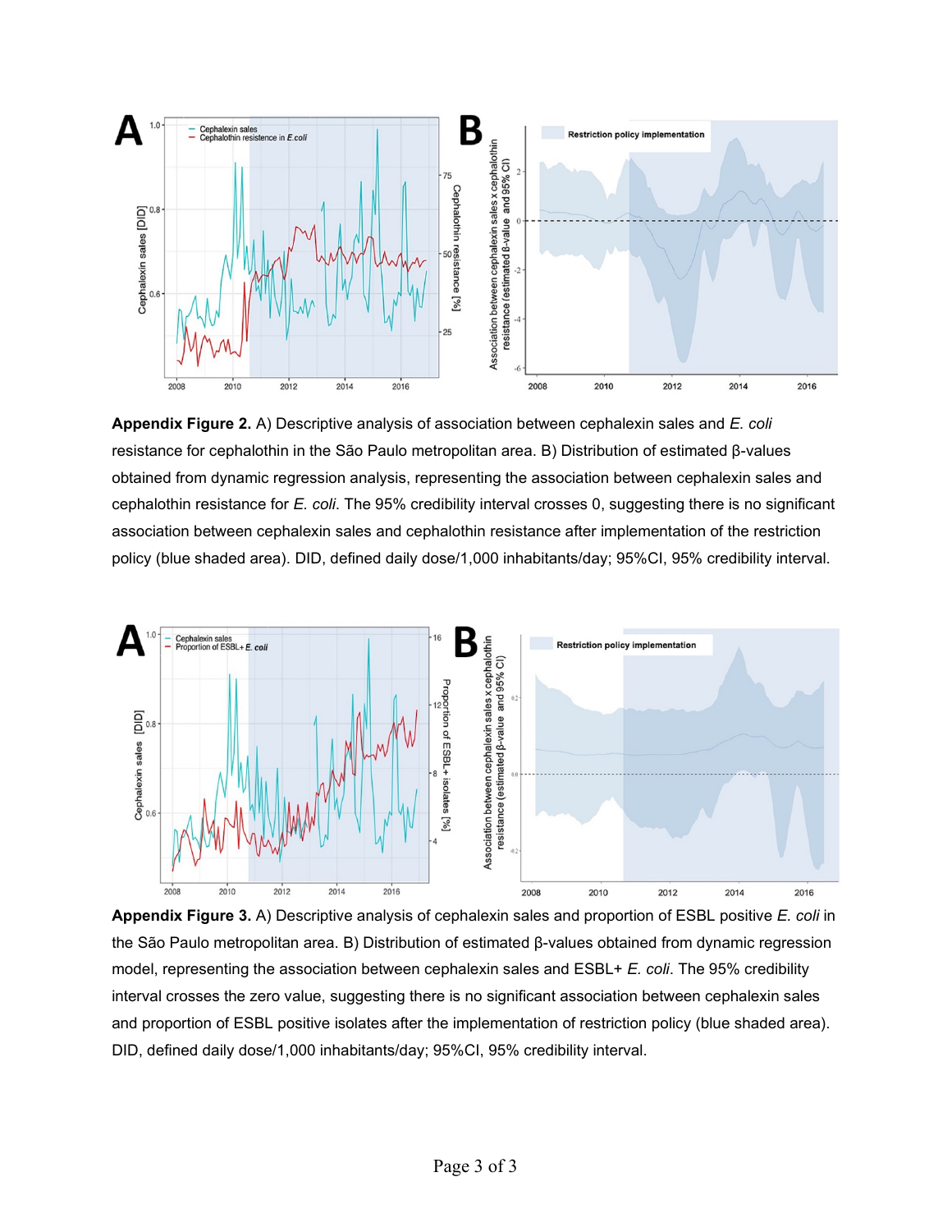A

Cephalexin sales

Cephalothin resistence in *E.coli*

Cephalexin sales [DID]

Cephalothin resistance [%]

1.0

0.8

0.6

75

50

25

2008

2010

2012

2014

2016

B

Restriction policy implementation

Association between cephalexin sales x cephalothin resistance (estimated β-value and 95% CI)

2

0

-2

-4

-6

2008

2010

2012

2014

2016

**Appendix Figure 2.** A) Descriptive analysis of association between cephalexin sales and *E. coli* resistance for cephalothin in the São Paulo metropolitan area. B) Distribution of estimated β-values obtained from dynamic regression analysis, representing the association between cephalexin sales and cephalothin resistance for *E. coli*. The 95% credibility interval crosses 0, suggesting there is no significant association between cephalexin sales and cephalothin resistance after implementation of the restriction policy (blue shaded area). DID, defined daily dose/1,000 inhabitants/day; 95%CI, 95% credibility interval.

A

Cephalexin sales

Proportion of ESBL+ *E. coli*

Cephalexin sales [DID]

Proportion of ESBL+ isolates [%]

1.0

0.8

0.6

16

12

8

4

2008

2010

2012

2014

2016

B

Restriction policy implementation

Association between cephalexin sales x cephalothin resistance (estimated β-value and 95% CI)

0.2

0.0

-0.2

2008

2010

2012

2014

2016

**Appendix Figure 3.** A) Descriptive analysis of cephalexin sales and proportion of ESBL positive *E. coli* in the São Paulo metropolitan area. B) Distribution of estimated β-values obtained from dynamic regression model, representing the association between cephalexin sales and ESBL+ *E. coli*. The 95% credibility interval crosses the zero value, suggesting there is no significant association between cephalexin sales and proportion of ESBL positive isolates after the implementation of restriction policy (blue shaded area). DID, defined daily dose/1,000 inhabitants/day; 95%CI, 95% credibility interval.